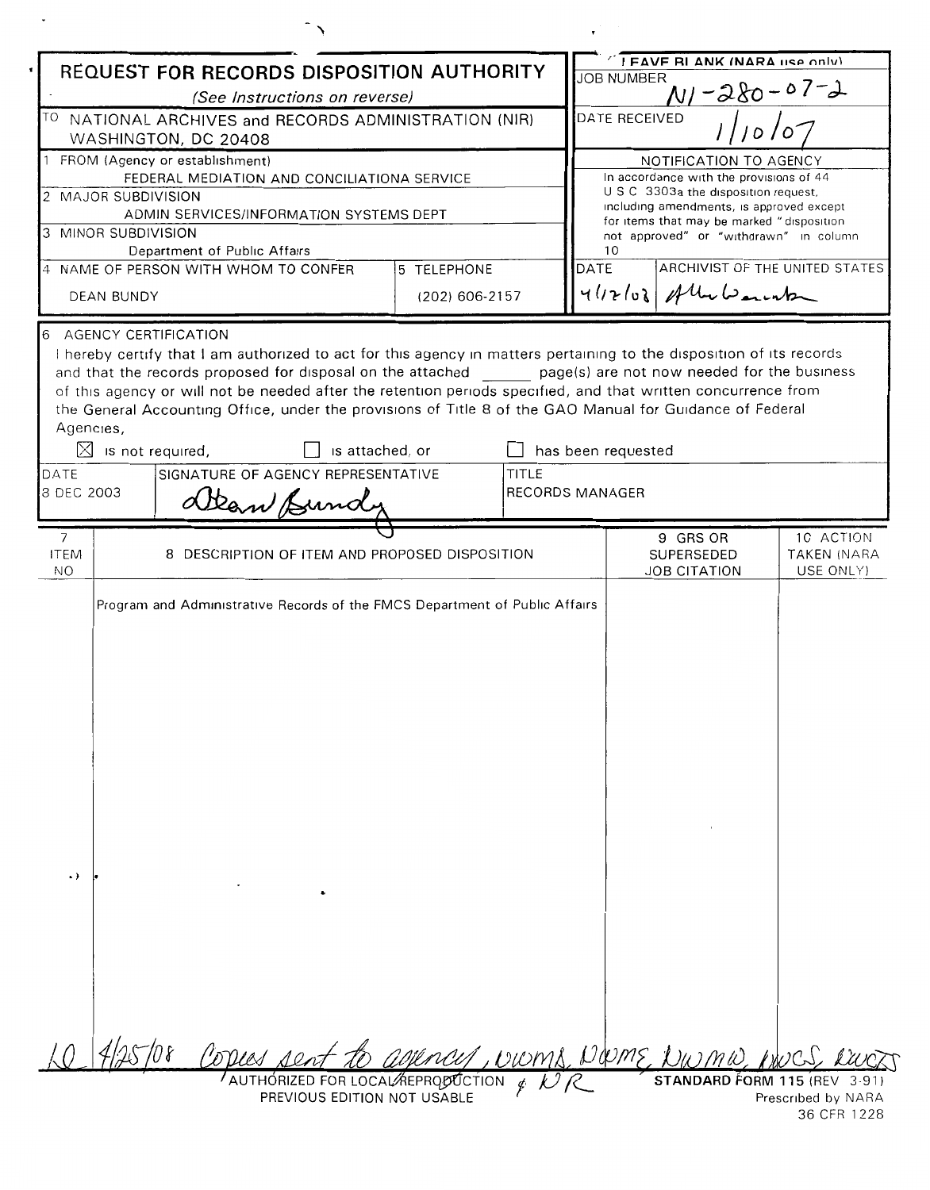# REQUEST FOR RECORDS DISPOSITION AUTHORITY

*(See Instructions on reverse)*

TO NATIONAL ARCHIVES and RECORDS ADMINISTRATION (NIR)
WASHINGTON, DC 20408

| LEAVE BLANK (NARA use only) | |
|---|---|
| JOB NUMBER | N1-280-07-2 |
| DATE RECEIVED | 1/10/07 |

1 FROM (Agency or establishment)
FEDERAL MEDIATION AND CONCILIATIONA SERVICE

2 MAJOR SUBDIVISION
ADMIN SERVICES/INFORMATION SYSTEMS DEPT

3 MINOR SUBDIVISION
Department of Public Affairs

| 4 NAME OF PERSON WITH WHOM TO CONFER | 5 TELEPHONE |
|---|---|
| DEAN BUNDY | (202) 606-2157 |

NOTIFICATION TO AGENCY

In accordance with the provisions of 44 U S C 3303a the disposition request, including amendments, is approved except for items that may be marked "disposition not approved" or "withdrawn" in column 10

| DATE | ARCHIVIST OF THE UNITED STATES |
|---|---|
| 4/17/08 | Allen Weinstein |

6 AGENCY CERTIFICATION

I hereby certify that I am authorized to act for this agency in matters pertaining to the disposition of its records and that the records proposed for disposal on the attached ______ page(s) are not now needed for the business of this agency or will not be needed after the retention periods specified, and that written concurrence from the General Accounting Office, under the provisions of Title 8 of the GAO Manual for Guidance of Federal Agencies,

☒ is not required, ☐ is attached, or ☐ has been requested

| DATE | SIGNATURE OF AGENCY REPRESENTATIVE | TITLE |
|---|---|---|
| 8 DEC 2003 | Dean Bundy | RECORDS MANAGER |

| 7 ITEM NO | 8 DESCRIPTION OF ITEM AND PROPOSED DISPOSITION | 9 GRS OR SUPERSEDED JOB CITATION | 10 ACTION TAKEN (NARA USE ONLY) |
|---|---|---|---|
| | Program and Administrative Records of the FMCS Department of Public Affairs | | |

10 4/25/08 Copies sent to agency, NWML, NWME, NWMW, NWCS, NWCTS

AUTHORIZED FOR LOCAL REPRODUCTION & NR
PREVIOUS EDITION NOT USABLE

STANDARD FORM 115 (REV 3-91)
Prescribed by NARA
36 CFR 1228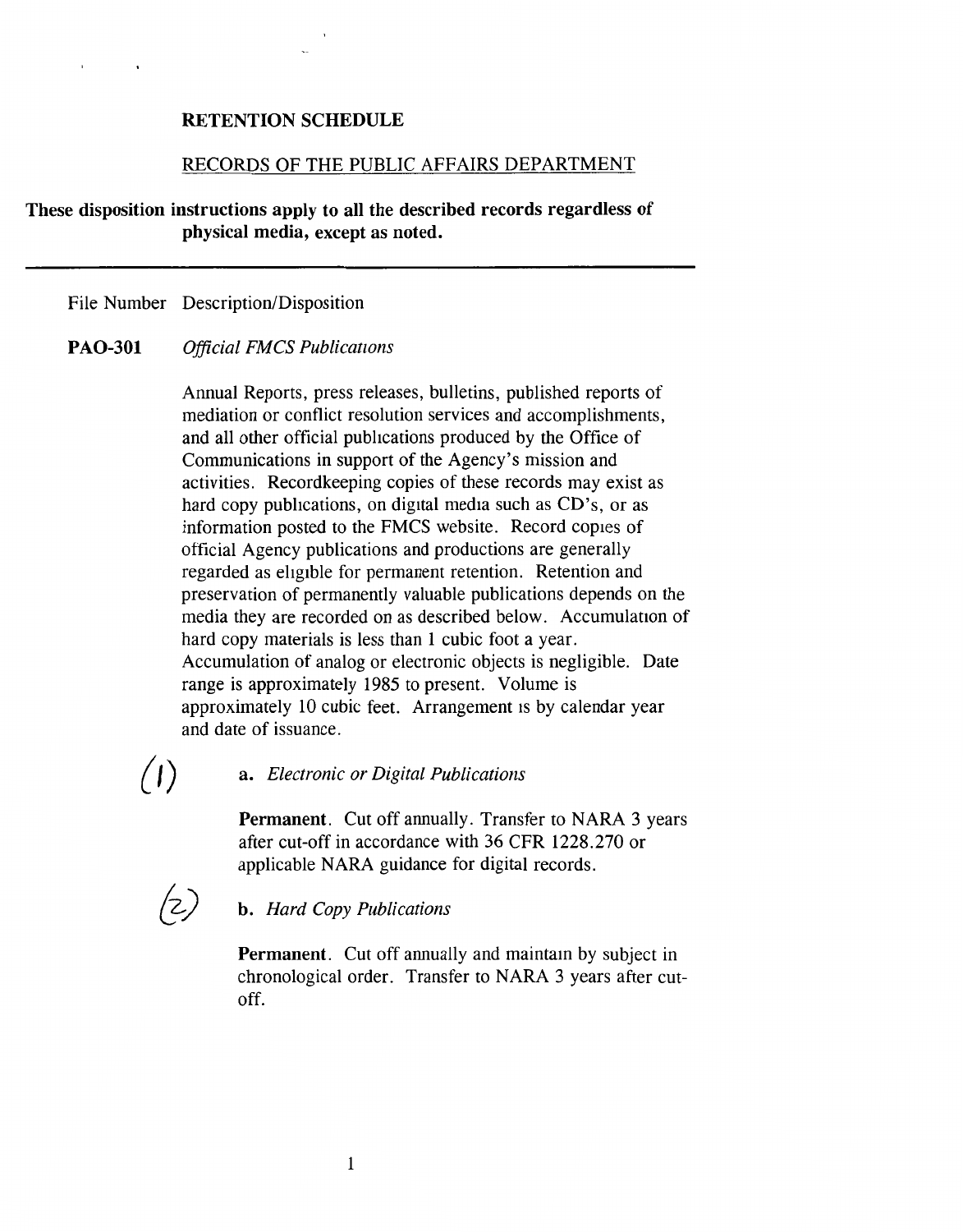# RETENTION SCHEDULE

## RECORDS OF THE PUBLIC AFFAIRS DEPARTMENT

**These disposition instructions apply to all the described records regardless of physical media, except as noted.**

---

File Number Description/Disposition

**PAO-301** *Official FMCS Publications*

Annual Reports, press releases, bulletins, published reports of mediation or conflict resolution services and accomplishments, and all other official publications produced by the Office of Communications in support of the Agency's mission and activities. Recordkeeping copies of these records may exist as hard copy publications, on digital media such as CD's, or as information posted to the FMCS website. Record copies of official Agency publications and productions are generally regarded as eligible for permanent retention. Retention and preservation of permanently valuable publications depends on the media they are recorded on as described below. Accumulation of hard copy materials is less than 1 cubic foot a year. Accumulation of analog or electronic objects is negligible. Date range is approximately 1985 to present. Volume is approximately 10 cubic feet. Arrangement is by calendar year and date of issuance.

(1) **a.** *Electronic or Digital Publications*

**Permanent**. Cut off annually. Transfer to NARA 3 years after cut-off in accordance with 36 CFR 1228.270 or applicable NARA guidance for digital records.

(2) **b.** *Hard Copy Publications*

**Permanent**. Cut off annually and maintain by subject in chronological order. Transfer to NARA 3 years after cut-off.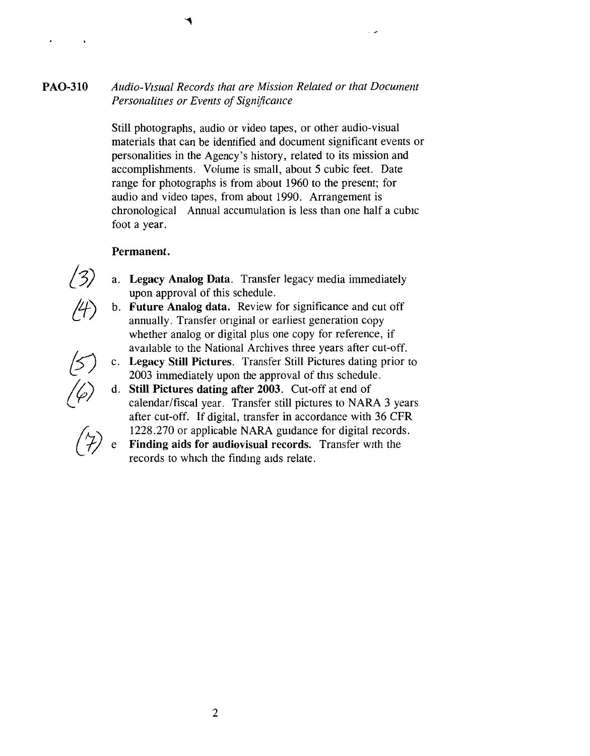**PAO-310** *Audio-Visual Records that are Mission Related or that Document Personalities or Events of Significance*

Still photographs, audio or video tapes, or other audio-visual materials that can be identified and document significant events or personalities in the Agency's history, related to its mission and accomplishments. Volume is small, about 5 cubic feet. Date range for photographs is from about 1960 to the present; for audio and video tapes, from about 1990. Arrangement is chronological Annual accumulation is less than one half a cubic foot a year.

**Permanent.**

(3) a. **Legacy Analog Data**. Transfer legacy media immediately upon approval of this schedule.

(4) b. **Future Analog data.** Review for significance and cut off annually. Transfer original or earliest generation copy whether analog or digital plus one copy for reference, if available to the National Archives three years after cut-off.

(5) c. **Legacy Still Pictures**. Transfer Still Pictures dating prior to 2003 immediately upon the approval of this schedule.

(6) d. **Still Pictures dating after 2003**. Cut-off at end of calendar/fiscal year. Transfer still pictures to NARA 3 years after cut-off. If digital, transfer in accordance with 36 CFR 1228.270 or applicable NARA guidance for digital records.

(7) e **Finding aids for audiovisual records.** Transfer with the records to which the finding aids relate.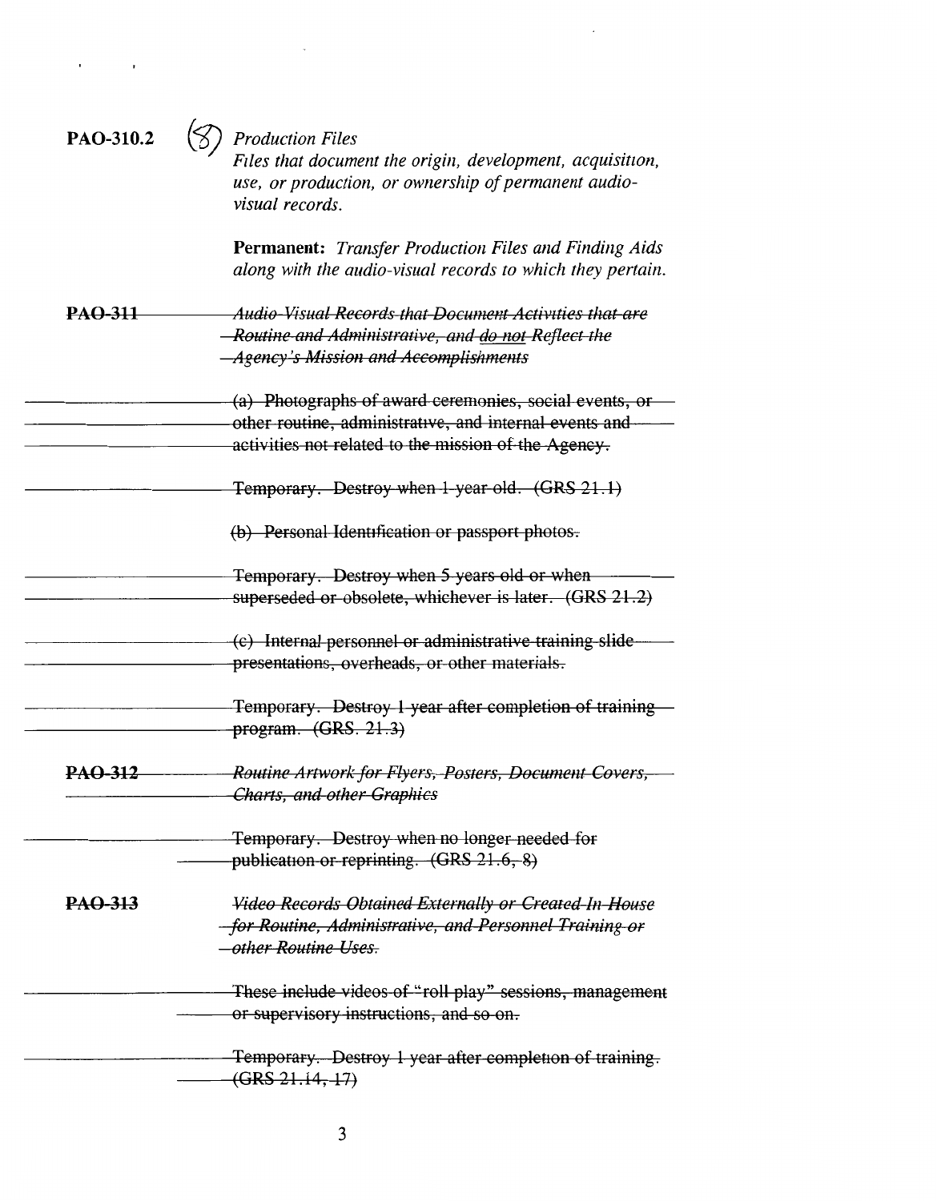**PAO-310.2** (8) *Production Files*

*Files that document the origin, development, acquisition, use, or production, or ownership of permanent audio-visual records.*

**Permanent:** *Transfer Production Files and Finding Aids along with the audio-visual records to which they pertain.*

~~**PAO-311** *Audio-Visual Records that Document Activities that are Routine and Administrative, and do not Reflect the Agency's Mission and Accomplishments*~~

~~(a) Photographs of award ceremonies, social events, or other routine, administrative, and internal events and activities not related to the mission of the Agency.~~

~~Temporary. Destroy when 1 year old. (GRS 21.1)~~

~~(b) Personal Identification or passport photos.~~

~~Temporary. Destroy when 5 years old or when superseded or obsolete, whichever is later. (GRS 21.2)~~

~~(c) Internal personnel or administrative training slide presentations, overheads, or other materials.~~

~~Temporary. Destroy 1 year after completion of training program. (GRS. 21.3)~~

~~**PAO-312** *Routine Artwork for Flyers, Posters, Document Covers, Charts, and other Graphics*~~

~~Temporary. Destroy when no longer needed for publication or reprinting. (GRS 21.6, 8)~~

~~**PAO-313** *Video Records Obtained Externally or Created In-House for Routine, Administrative, and Personnel Training or other Routine Uses.*~~

~~These include videos of "roll play" sessions, management or supervisory instructions, and so on.~~

~~Temporary. Destroy 1 year after completion of training. (GRS 21.14, 17)~~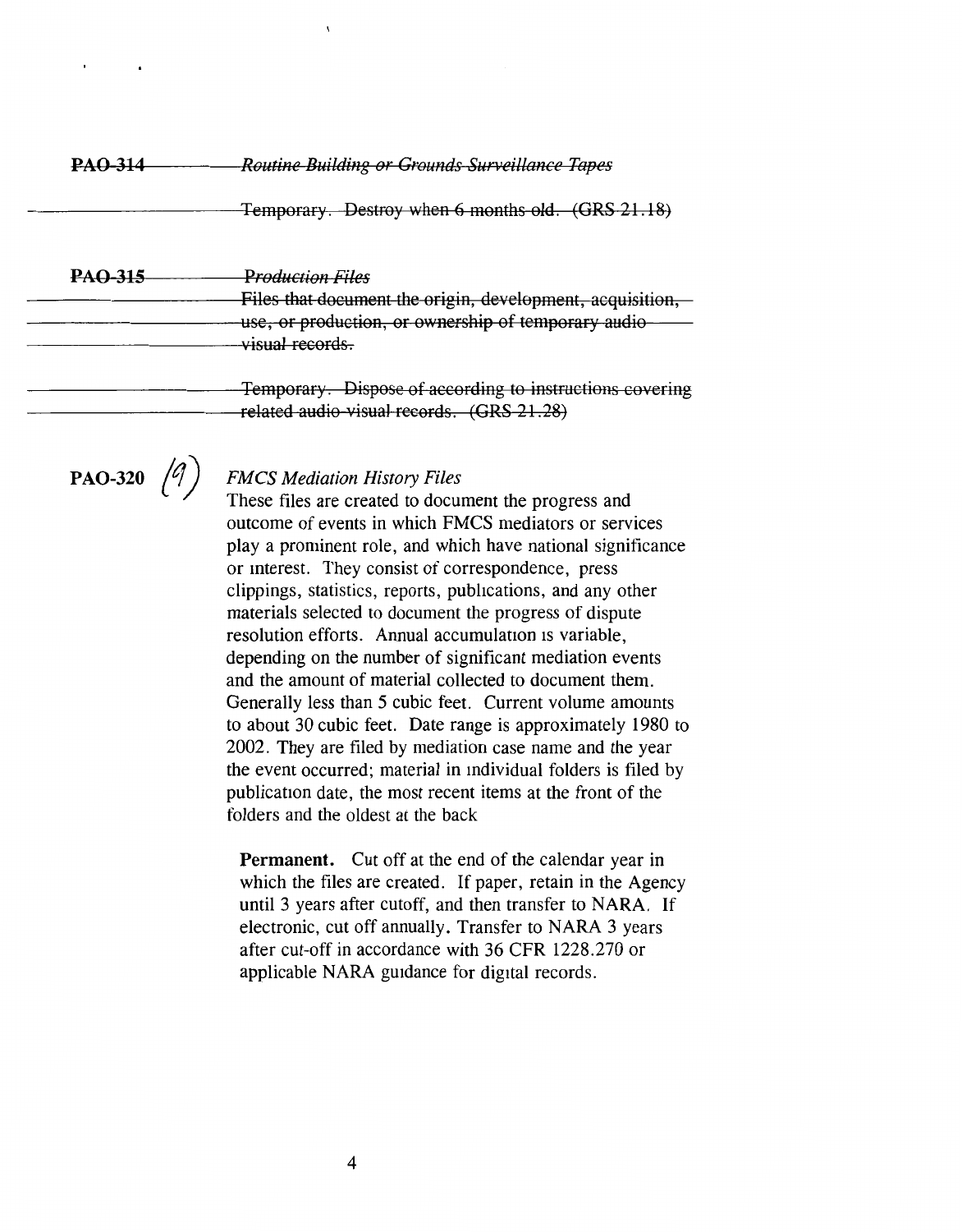~~**PAO-314** *Routine Building or Grounds Surveillance Tapes*~~

~~Temporary. Destroy when 6 months old. (GRS 21.18)~~

~~**PAO-315** *Production Files*~~

~~Files that document the origin, development, acquisition, use, or production, or ownership of temporary audio visual records.~~

~~Temporary. Dispose of according to instructions covering related audio-visual records. (GRS 21.28)~~

**PAO-320** (9) *FMCS Mediation History Files*

These files are created to document the progress and outcome of events in which FMCS mediators or services play a prominent role, and which have national significance or interest. They consist of correspondence, press clippings, statistics, reports, publications, and any other materials selected to document the progress of dispute resolution efforts. Annual accumulation is variable, depending on the number of significant mediation events and the amount of material collected to document them. Generally less than 5 cubic feet. Current volume amounts to about 30 cubic feet. Date range is approximately 1980 to 2002. They are filed by mediation case name and the year the event occurred; material in individual folders is filed by publication date, the most recent items at the front of the folders and the oldest at the back

**Permanent.** Cut off at the end of the calendar year in which the files are created. If paper, retain in the Agency until 3 years after cutoff, and then transfer to NARA. If electronic, cut off annually. Transfer to NARA 3 years after cut-off in accordance with 36 CFR 1228.270 or applicable NARA guidance for digital records.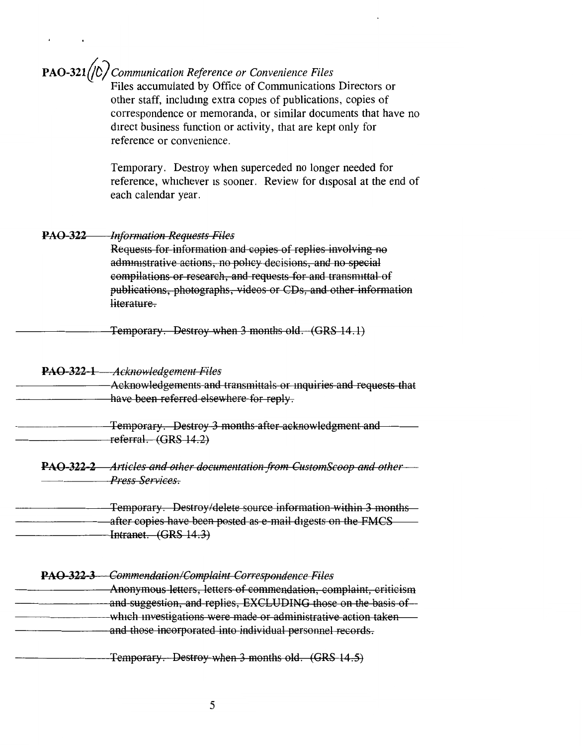**PAO-321(10)** *Communication Reference or Convenience Files*

Files accumulated by Office of Communications Directors or other staff, including extra copies of publications, copies of correspondence or memoranda, or similar documents that have no direct business function or activity, that are kept only for reference or convenience.

Temporary. Destroy when superceded no longer needed for reference, whichever is sooner. Review for disposal at the end of each calendar year.

~~**PAO-322** *Information Requests Files*~~

~~Requests for information and copies of replies involving no administrative actions, no policy decisions, and no special compilations or research, and requests for and transmittal of publications, photographs, videos or CDs, and other information literature.~~

~~Temporary. Destroy when 3 months old. (GRS 14.1)~~

~~**PAO-322-1** *Acknowledgement Files*~~

~~Acknowledgements and transmittals or inquiries and requests that have been referred elsewhere for reply.~~

~~Temporary. Destroy 3 months after acknowledgment and referral. (GRS 14.2)~~

~~**PAO-322-2** *Articles and other documentation from CustomScoop and other Press Services.*~~

~~Temporary. Destroy/delete source information within 3 months after copies have been posted as e-mail digests on the FMCS Intranet. (GRS 14.3)~~

~~**PAO-322-3** *Commendation/Complaint Correspondence Files*~~

~~Anonymous letters, letters of commendation, complaint, criticism and suggestion, and replies, EXCLUDING those on the basis of which investigations were made or administrative action taken and those incorporated into individual personnel records.~~

~~Temporary. Destroy when 3 months old. (GRS 14.5)~~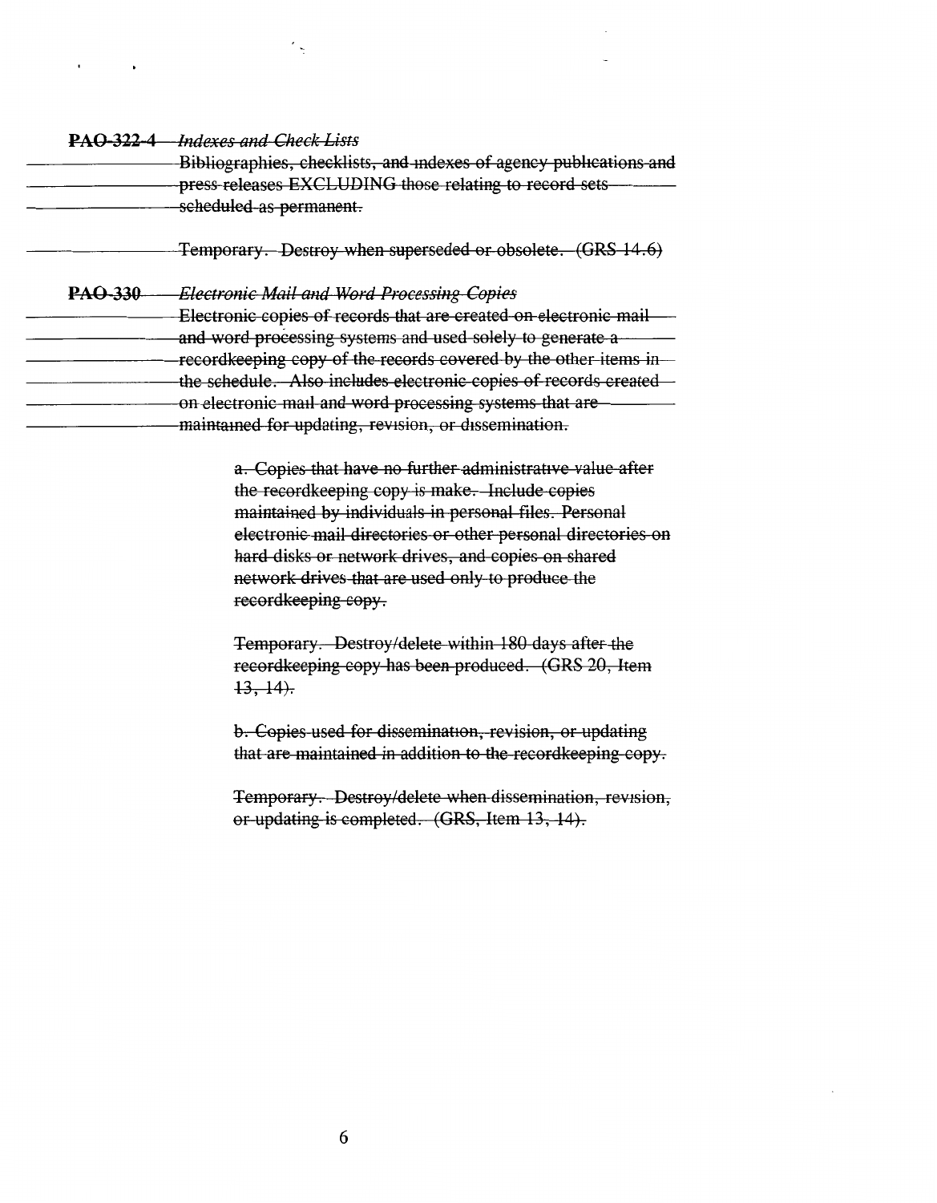~~**PAO-322-4** *Indexes and Check Lists*~~

~~Bibliographies, checklists, and indexes of agency publications and press releases EXCLUDING those relating to record sets scheduled as permanent.~~

~~Temporary. Destroy when superseded or obsolete. (GRS 14.6)~~

~~**PAO-330** *Electronic Mail and Word Processing Copies*~~

~~Electronic copies of records that are created on electronic mail and word processing systems and used solely to generate a recordkeeping copy of the records covered by the other items in the schedule. Also includes electronic copies of records created on electronic mail and word processing systems that are maintained for updating, revision, or dissemination.~~

~~a. Copies that have no further administrative value after the recordkeeping copy is make. Include copies maintained by individuals in personal files. Personal electronic mail directories or other personal directories on hard disks or network drives, and copies on shared network drives that are used only to produce the recordkeeping copy.~~

~~Temporary. Destroy/delete within 180 days after the recordkeeping copy has been produced. (GRS 20, Item 13, 14).~~

~~b. Copies used for dissemination, revision, or updating that are maintained in addition to the recordkeeping copy.~~

~~Temporary. Destroy/delete when dissemination, revision, or updating is completed. (GRS, Item 13, 14).~~